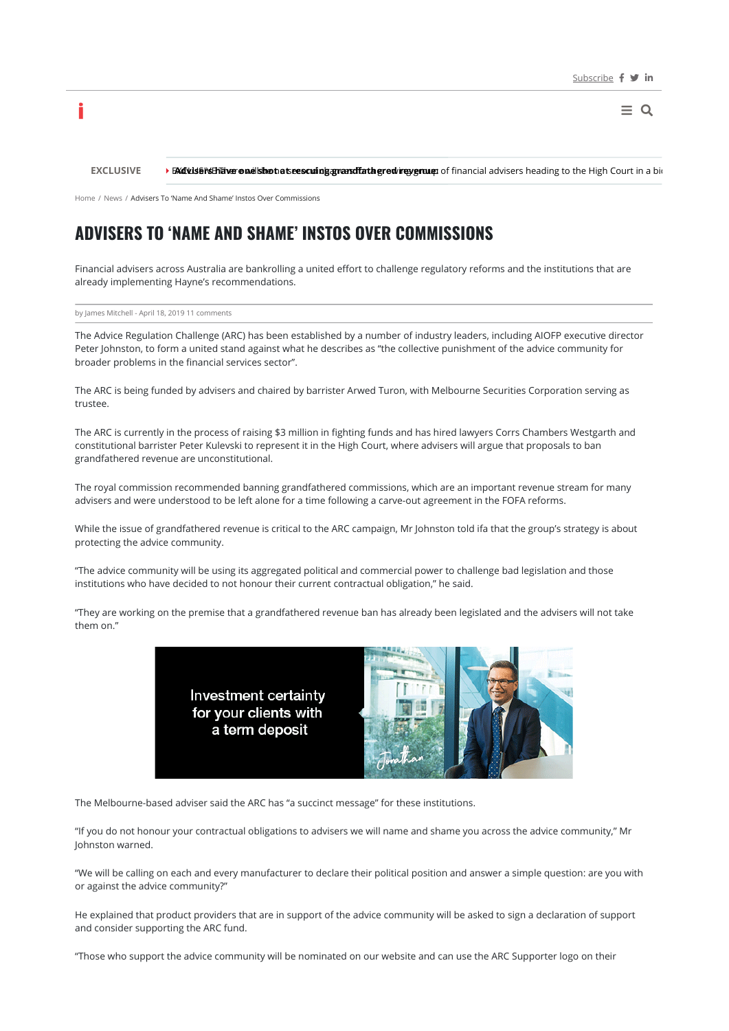# ADVISERS TO 'NAME AND SHAME' INSTOS OVER COMMISSIONS

Financial advisers across Australia are bankrolling a united effort to challenge regulatory reforms and the institutions that are already implementing Hayne's recommendations.

by James Mitchell - April 18, 2019 11 comments

The Advice Regulation Challenge (ARC) has been established by a number of industry leaders, including AIOFP executive director Peter Johnston, to form a united stand against what he describes as "the collective punishment of the advice community for broader problems in the financial services sector".

The ARC is being funded by advisers and chaired by barrister Arwed Turon, with Melbourne Securities Corporation serving as trustee.

The ARC is currently in the process of raising $3 million in fighting funds and has hired lawyers Corrs Chambers Westgarth and constitutional barrister Peter Kulevski to represent it in the High Court, where advisers will argue that proposals to ban grandfathered revenue are unconstitutional.

The royal commission recommended banning grandfathered commissions, which are an important revenue stream for many advisers and were understood to be left alone for a time following a carve-out agreement in the FOFA reforms.

While the issue of grandfathered revenue is critical to the ARC campaign, Mr Johnston told ifa that the group's strategy is about protecting the advice community.

"The advice community will be using its aggregated political and commercial power to challenge bad legislation and those institutions who have decided to not honour their current contractual obligation," he said.

"They are working on the premise that a grandfathered revenue ban has already been legislated and the advisers will not take them on."

The Melbourne-based adviser said the ARC has "a succinct message" for these institutions.

"If you do not honour your contractual obligations to advisers we will name and shame you across the advice community," Mr Johnston warned.

"We will be calling on each and every manufacturer to declare their political position and answer a simple question: are you with or against the advice community?"

He explained that product providers that are in support of the advice community will be asked to sign a declaration of support and consider supporting the ARC fund.

"Those who support the advice community will be nominated on our website and can use the ARC Supporter logo on their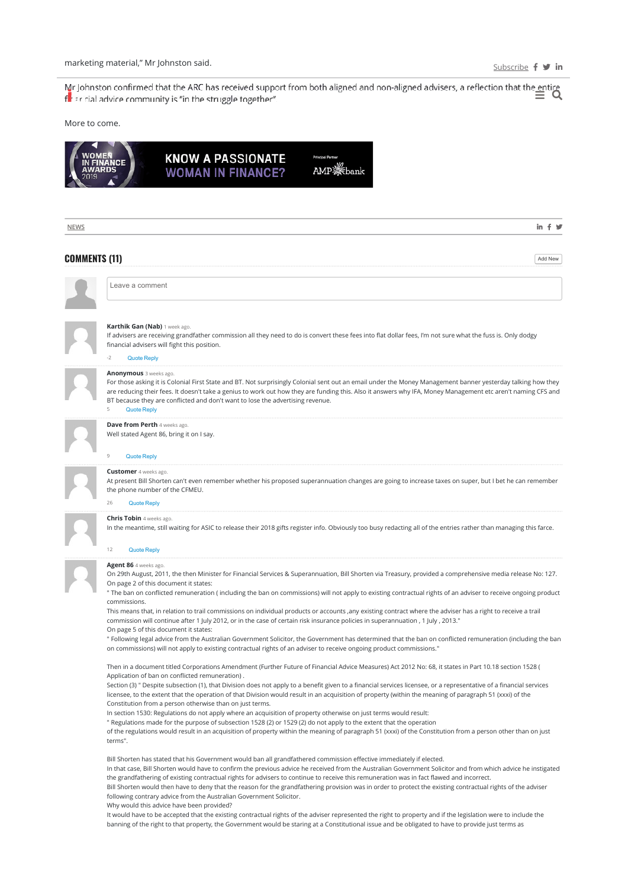marketing material," Mr Johnston said.

Mr Johnston confirmed that the ARC has received support from both aligned and non-aligned advisers, a reflection that the entire financial advice community is "in the struggle together".

More to come.

NEWS

## COMMENTS (11)

**Karthik Gan (Nab)** 1 week ago.
If advisers are receiving grandfather commission all they need to do is convert these fees into flat dollar fees, I'm not sure what the fuss is. Only dodgy financial advisers will fight this position.

-2 Quote Reply

**Anonymous** 3 weeks ago.
For those asking it is Colonial First State and BT. Not surprisingly Colonial sent out an email under the Money Management banner yesterday talking how they are reducing their fees. It doesn't take a genius to work out how they are funding this. Also it answers why IFA, Money Management etc aren't naming CFS and BT because they are conflicted and don't want to lose the advertising revenue.

5 Quote Reply

**Dave from Perth** 4 weeks ago.
Well stated Agent 86, bring it on I say.

9 Quote Reply

**Customer** 4 weeks ago.
At present Bill Shorten can't even remember whether his proposed superannuation changes are going to increase taxes on super, but I bet he can remember the phone number of the CFMEU.

26 Quote Reply

**Chris Tobin** 4 weeks ago.
In the meantime, still waiting for ASIC to release their 2018 gifts register info. Obviously too busy redacting all of the entries rather than managing this farce.

12 Quote Reply

**Agent 86** 4 weeks ago.
On 29th August, 2011, the then Minister for Financial Services & Superannuation, Bill Shorten via Treasury, provided a comprehensive media release No: 127.
On page 2 of this document it states:
" The ban on conflicted remuneration ( including the ban on commissions) will not apply to existing contractual rights of an adviser to receive ongoing product commissions.
This means that, in relation to trail commissions on individual products or accounts ,any existing contract where the adviser has a right to receive a trail commission will continue after 1 July 2012, or in the case of certain risk insurance policies in superannuation , 1 July , 2013."
On page 5 of this document it states:
" Following legal advice from the Australian Government Solicitor, the Government has determined that the ban on conflicted remuneration (including the ban on commissions) will not apply to existing contractual rights of an adviser to receive ongoing product commissions."

Then in a document titled Corporations Amendment (Further Future of Financial Advice Measures) Act 2012 No: 68, it states in Part 10.18 section 1528 ( Application of ban on conflicted remuneration) .
Section (3) " Despite subsection (1), that Division does not apply to a benefit given to a financial services licensee, or a representative of a financial services licensee, to the extent that the operation of that Division would result in an acquisition of property (within the meaning of paragraph 51 (xxxi) of the Constitution from a person otherwise than on just terms.
In section 1530: Regulations do not apply where an acquisition of property otherwise on just terms would result:
" Regulations made for the purpose of subsection 1528 (2) or 1529 (2) do not apply to the extent that the operation of the regulations would result in an acquisition of property within the meaning of paragraph 51 (xxxi) of the Constitution from a person other than on just terms".

Bill Shorten has stated that his Government would ban all grandfathered commission effective immediately if elected.
In that case, Bill Shorten would have to confirm the previous advice he received from the Australian Government Solicitor and from which advice he instigated the grandfathering of existing contractual rights for advisers to continue to receive this remuneration was in fact flawed and incorrect.
Bill Shorten would then have to deny that the reason for the grandfathering provision was in order to protect the existing contractual rights of the adviser following contrary advice from the Australian Government Solicitor.
Why would this advice have been provided?
It would have to be accepted that the existing contractual rights of the adviser represented the right to property and if the legislation were to include the banning of the right to that property, the Government would be staring at a Constitutional issue and be obligated to have to provide just terms as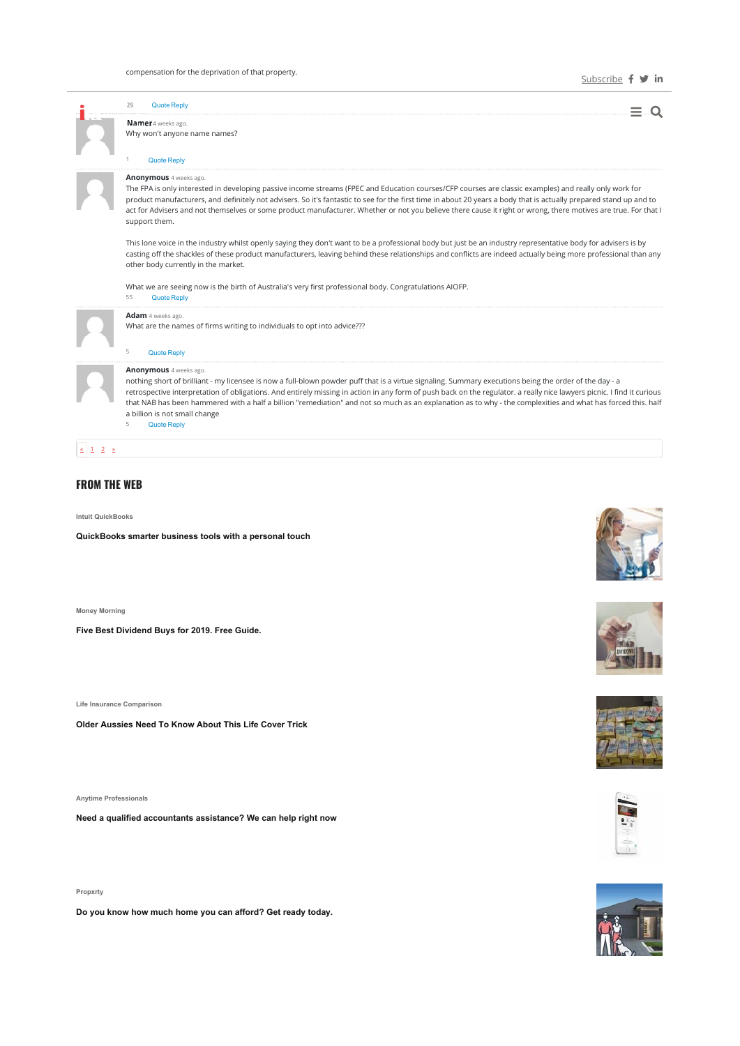compensation for the deprivation of that property.

29 Quote Reply

**Namer** 4 weeks ago.
Why won't anyone name names?

1 Quote Reply

**Anonymous** 4 weeks ago.
The FPA is only interested in developing passive income streams (FPEC and Education courses/CFP courses are classic examples) and really only work for product manufacturers, and definitely not advisers. So it's fantastic to see for the first time in about 20 years a body that is actually prepared stand up and to act for Advisers and not themselves or some product manufacturer. Whether or not you believe there cause it right or wrong, there motives are true. For that I support them.

This lone voice in the industry whilst openly saying they don't want to be a professional body but just be an industry representative body for advisers is by casting off the shackles of these product manufacturers, leaving behind these relationships and conflicts are indeed actually being more professional than any other body currently in the market.

What we are seeing now is the birth of Australia's very first professional body. Congratulations AIOFP.

55 Quote Reply

**Adam** 4 weeks ago.
What are the names of firms writing to individuals to opt into advice???

5 Quote Reply

**Anonymous** 4 weeks ago.
nothing short of brilliant - my licensee is now a full-blown powder puff that is a virtue signaling. Summary executions being the order of the day - a retrospective interpretation of obligations. And entirely missing in action in any form of push back on the regulator. a really nice lawyers picnic. I find it curious that NAB has been hammered with a half a billion "remediation" and not so much as an explanation as to why - the complexities and what has forced this. half a billion is not small change

5 Quote Reply

« 1 2 »

## FROM THE WEB

Intuit QuickBooks

**QuickBooks smarter business tools with a personal touch**

Money Morning

**Five Best Dividend Buys for 2019. Free Guide.**

Life Insurance Comparison

**Older Aussies Need To Know About This Life Cover Trick**

Anytime Professionals

**Need a qualified accountants assistance? We can help right now**

Propxrty

**Do you know how much home you can afford? Get ready today.**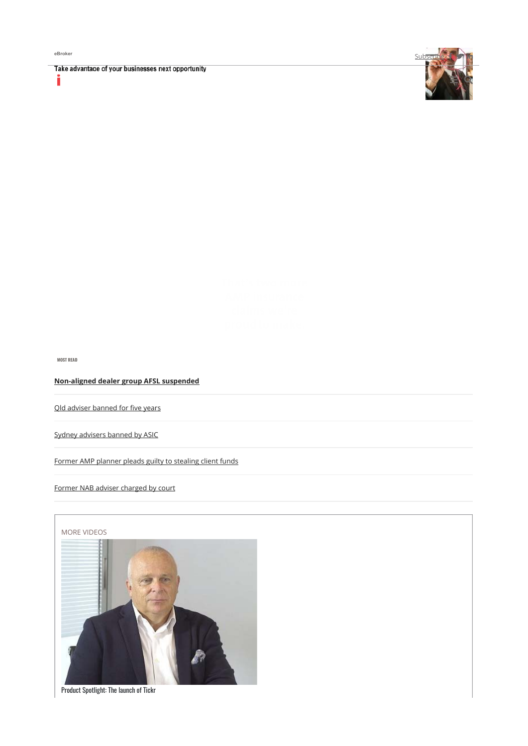eBroker

Take advantage of your businesses next opportunity

Subscribe

MOST READ

**[Non-aligned dealer group AFSL suspended]**

[Qld adviser banned for five years]

[Sydney advisers banned by ASIC]

[Former AMP planner pleads guilty to stealing client funds]

[Former NAB adviser charged by court]

MORE VIDEOS

Product Spotlight: The launch of Tickr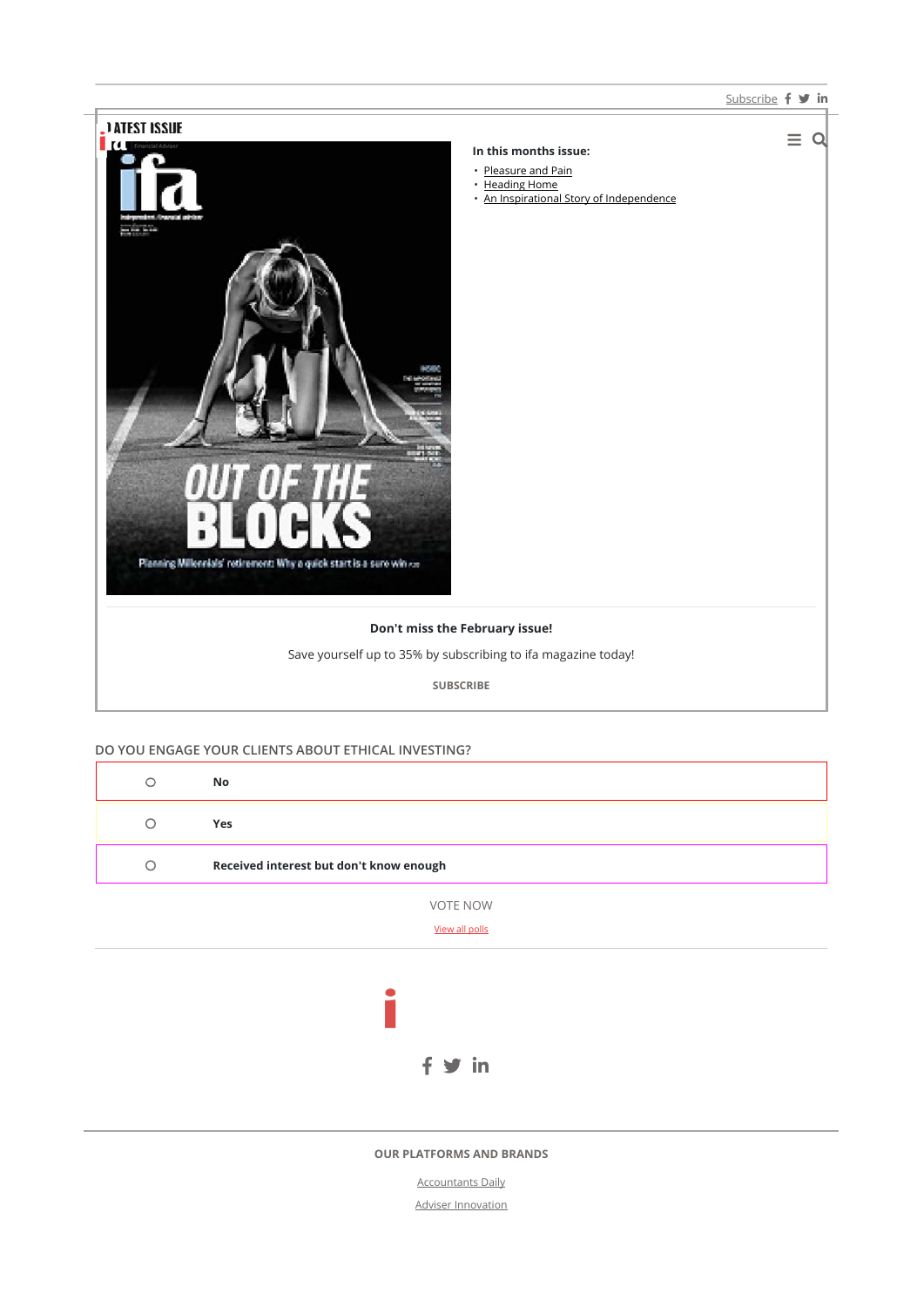Subscribe

## LATEST ISSUE

In this months issue:

- Pleasure and Pain
- Heading Home
- An Inspirational Story of Independence

**Don't miss the February issue!**

Save yourself up to 35% by subscribing to ifa magazine today!

SUBSCRIBE

## DO YOU ENGAGE YOUR CLIENTS ABOUT ETHICAL INVESTING?

- **No**
- **Yes**
- **Received interest but don't know enough**

VOTE NOW

View all polls

**OUR PLATFORMS AND BRANDS**

Accountants Daily

Adviser Innovation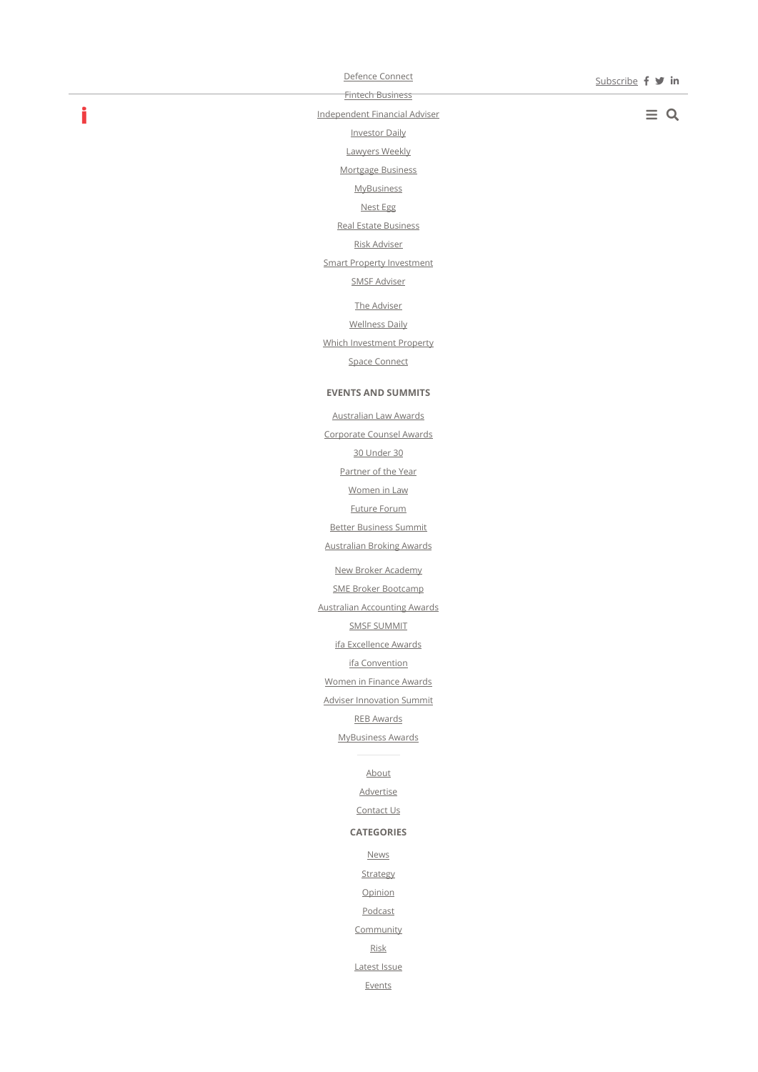Subscribe

Defence Connect

Fintech Business

Independent Financial Adviser

Investor Daily

Lawyers Weekly

Mortgage Business

MyBusiness

Nest Egg

Real Estate Business

Risk Adviser

Smart Property Investment

SMSF Adviser

The Adviser

Wellness Daily

Which Investment Property

Space Connect

**EVENTS AND SUMMITS**

Australian Law Awards

Corporate Counsel Awards

30 Under 30

Partner of the Year

Women in Law

Future Forum

Better Business Summit

Australian Broking Awards

New Broker Academy

SME Broker Bootcamp

Australian Accounting Awards

SMSF SUMMIT

ifa Excellence Awards

ifa Convention

Women in Finance Awards

Adviser Innovation Summit

REB Awards

MyBusiness Awards

---

About

Advertise

Contact Us

**CATEGORIES**

News

Strategy

Opinion

Podcast

Community

Risk

Latest Issue

Events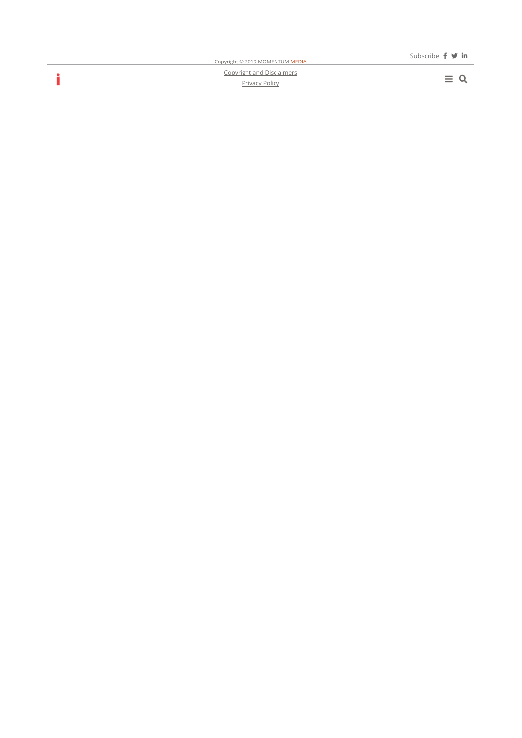Copyright © 2019 MOMENTUM MEDIA

Copyright and Disclaimers

Privacy Policy

Subscribe